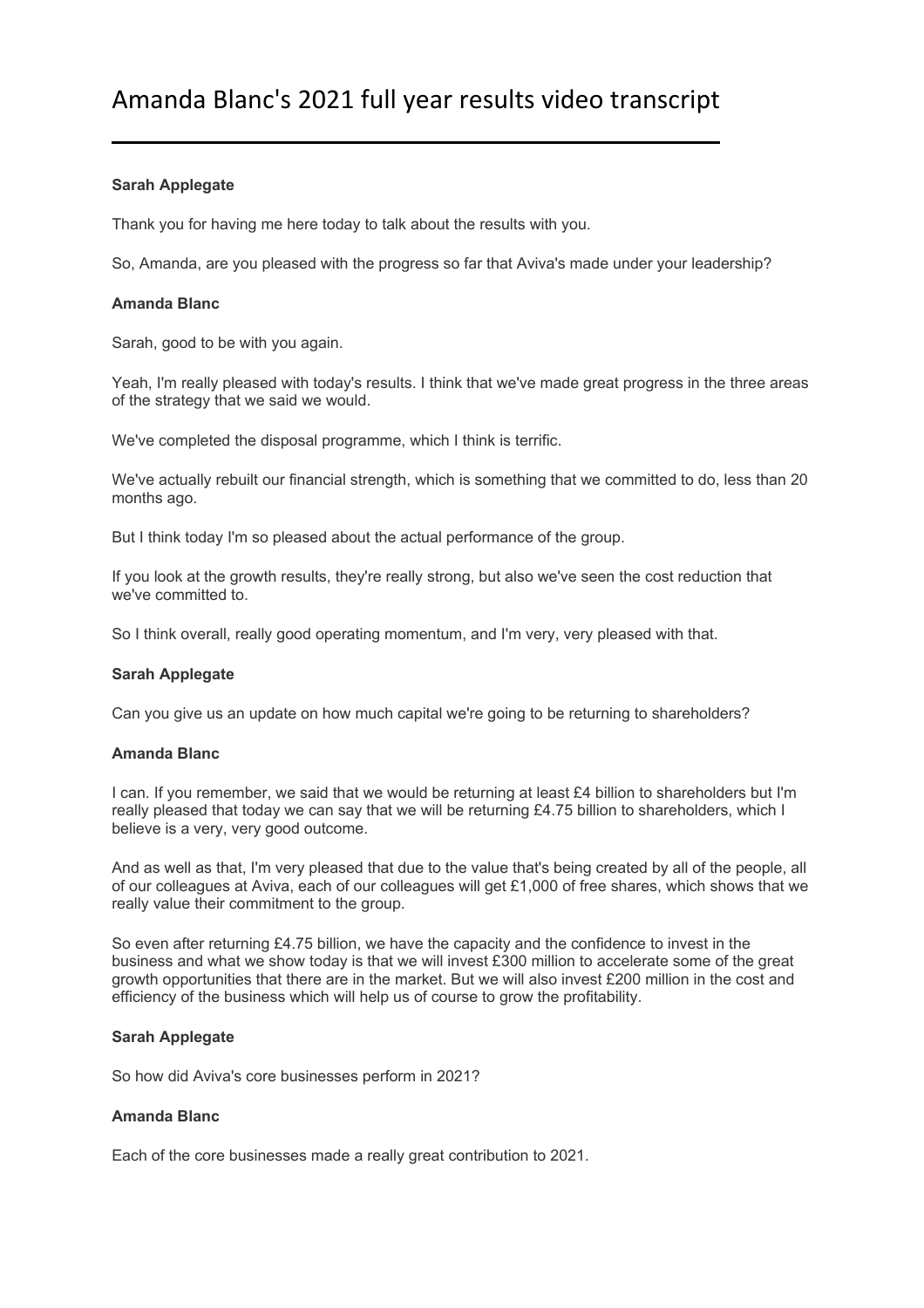# Amanda Blanc's 2021 full year results video transcript

**Sarah Applegate**

Thank you for having me here today to talk about the results with you.

So, Amanda, are you pleased with the progress so far that Aviva's made under your leadership?

**Amanda Blanc**

Sarah, good to be with you again.

Yeah, I'm really pleased with today's results. I think that we've made great progress in the three areas of the strategy that we said we would.

We've completed the disposal programme, which I think is terrific.

We've actually rebuilt our financial strength, which is something that we committed to do, less than 20 months ago.

But I think today I'm so pleased about the actual performance of the group.

If you look at the growth results, they're really strong, but also we've seen the cost reduction that we've committed to.

So I think overall, really good operating momentum, and I'm very, very pleased with that.

**Sarah Applegate**

Can you give us an update on how much capital we're going to be returning to shareholders?

**Amanda Blanc**

I can. If you remember, we said that we would be returning at least £4 billion to shareholders but I'm really pleased that today we can say that we will be returning £4.75 billion to shareholders, which I believe is a very, very good outcome.

And as well as that, I'm very pleased that due to the value that's being created by all of the people, all of our colleagues at Aviva, each of our colleagues will get £1,000 of free shares, which shows that we really value their commitment to the group.

So even after returning £4.75 billion, we have the capacity and the confidence to invest in the business and what we show today is that we will invest £300 million to accelerate some of the great growth opportunities that there are in the market. But we will also invest £200 million in the cost and efficiency of the business which will help us of course to grow the profitability.

**Sarah Applegate**

So how did Aviva's core businesses perform in 2021?

**Amanda Blanc**

Each of the core businesses made a really great contribution to 2021.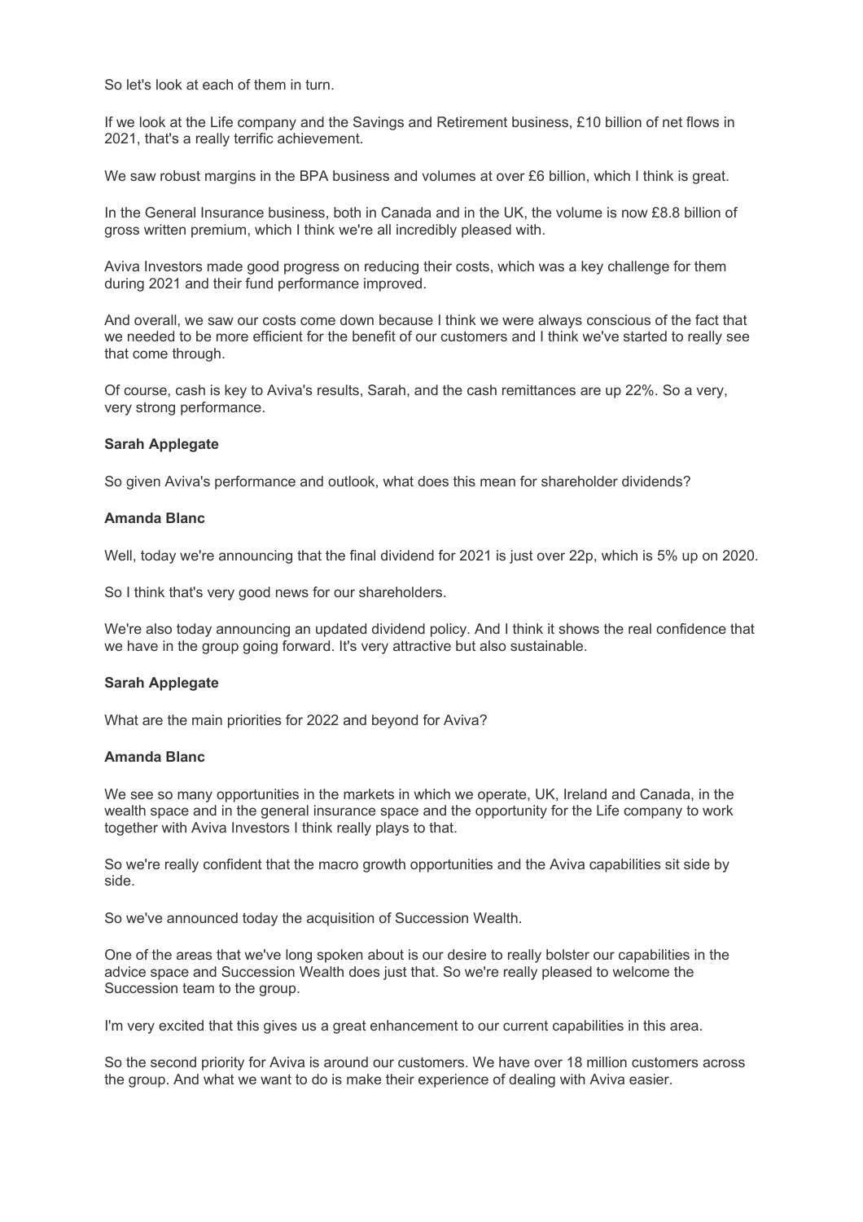So let's look at each of them in turn.

If we look at the Life company and the Savings and Retirement business, £10 billion of net flows in 2021, that's a really terrific achievement.

We saw robust margins in the BPA business and volumes at over £6 billion, which I think is great.

In the General Insurance business, both in Canada and in the UK, the volume is now £8.8 billion of gross written premium, which I think we're all incredibly pleased with.

Aviva Investors made good progress on reducing their costs, which was a key challenge for them during 2021 and their fund performance improved.

And overall, we saw our costs come down because I think we were always conscious of the fact that we needed to be more efficient for the benefit of our customers and I think we've started to really see that come through.

Of course, cash is key to Aviva's results, Sarah, and the cash remittances are up 22%. So a very, very strong performance.

**Sarah Applegate**

So given Aviva's performance and outlook, what does this mean for shareholder dividends?

**Amanda Blanc**

Well, today we're announcing that the final dividend for 2021 is just over 22p, which is 5% up on 2020.

So I think that's very good news for our shareholders.

We're also today announcing an updated dividend policy. And I think it shows the real confidence that we have in the group going forward. It's very attractive but also sustainable.

**Sarah Applegate**

What are the main priorities for 2022 and beyond for Aviva?

**Amanda Blanc**

We see so many opportunities in the markets in which we operate, UK, Ireland and Canada, in the wealth space and in the general insurance space and the opportunity for the Life company to work together with Aviva Investors I think really plays to that.

So we're really confident that the macro growth opportunities and the Aviva capabilities sit side by side.

So we've announced today the acquisition of Succession Wealth.

One of the areas that we've long spoken about is our desire to really bolster our capabilities in the advice space and Succession Wealth does just that. So we're really pleased to welcome the Succession team to the group.

I'm very excited that this gives us a great enhancement to our current capabilities in this area.

So the second priority for Aviva is around our customers. We have over 18 million customers across the group. And what we want to do is make their experience of dealing with Aviva easier.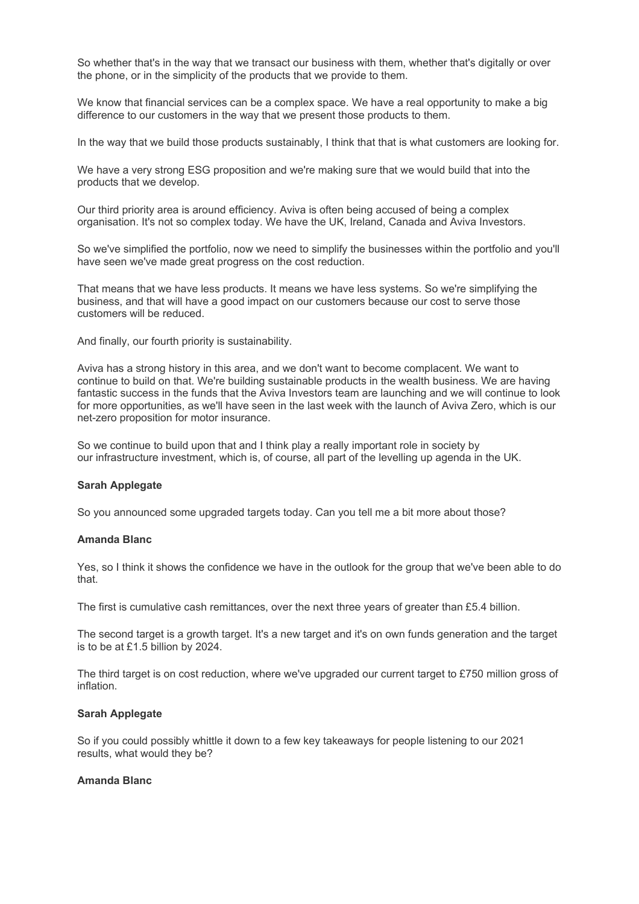So whether that's in the way that we transact our business with them, whether that's digitally or over the phone, or in the simplicity of the products that we provide to them.

We know that financial services can be a complex space. We have a real opportunity to make a big difference to our customers in the way that we present those products to them.

In the way that we build those products sustainably, I think that that is what customers are looking for.

We have a very strong ESG proposition and we're making sure that we would build that into the products that we develop.

Our third priority area is around efficiency. Aviva is often being accused of being a complex organisation. It's not so complex today. We have the UK, Ireland, Canada and Aviva Investors.

So we've simplified the portfolio, now we need to simplify the businesses within the portfolio and you'll have seen we've made great progress on the cost reduction.

That means that we have less products. It means we have less systems. So we're simplifying the business, and that will have a good impact on our customers because our cost to serve those customers will be reduced.

And finally, our fourth priority is sustainability.

Aviva has a strong history in this area, and we don't want to become complacent. We want to continue to build on that. We're building sustainable products in the wealth business. We are having fantastic success in the funds that the Aviva Investors team are launching and we will continue to look for more opportunities, as we'll have seen in the last week with the launch of Aviva Zero, which is our net-zero proposition for motor insurance.

So we continue to build upon that and I think play a really important role in society by our infrastructure investment, which is, of course, all part of the levelling up agenda in the UK.

**Sarah Applegate**

So you announced some upgraded targets today. Can you tell me a bit more about those?

**Amanda Blanc**

Yes, so I think it shows the confidence we have in the outlook for the group that we've been able to do that.

The first is cumulative cash remittances, over the next three years of greater than £5.4 billion.

The second target is a growth target. It's a new target and it's on own funds generation and the target is to be at £1.5 billion by 2024.

The third target is on cost reduction, where we've upgraded our current target to £750 million gross of inflation.

**Sarah Applegate**

So if you could possibly whittle it down to a few key takeaways for people listening to our 2021 results, what would they be?

**Amanda Blanc**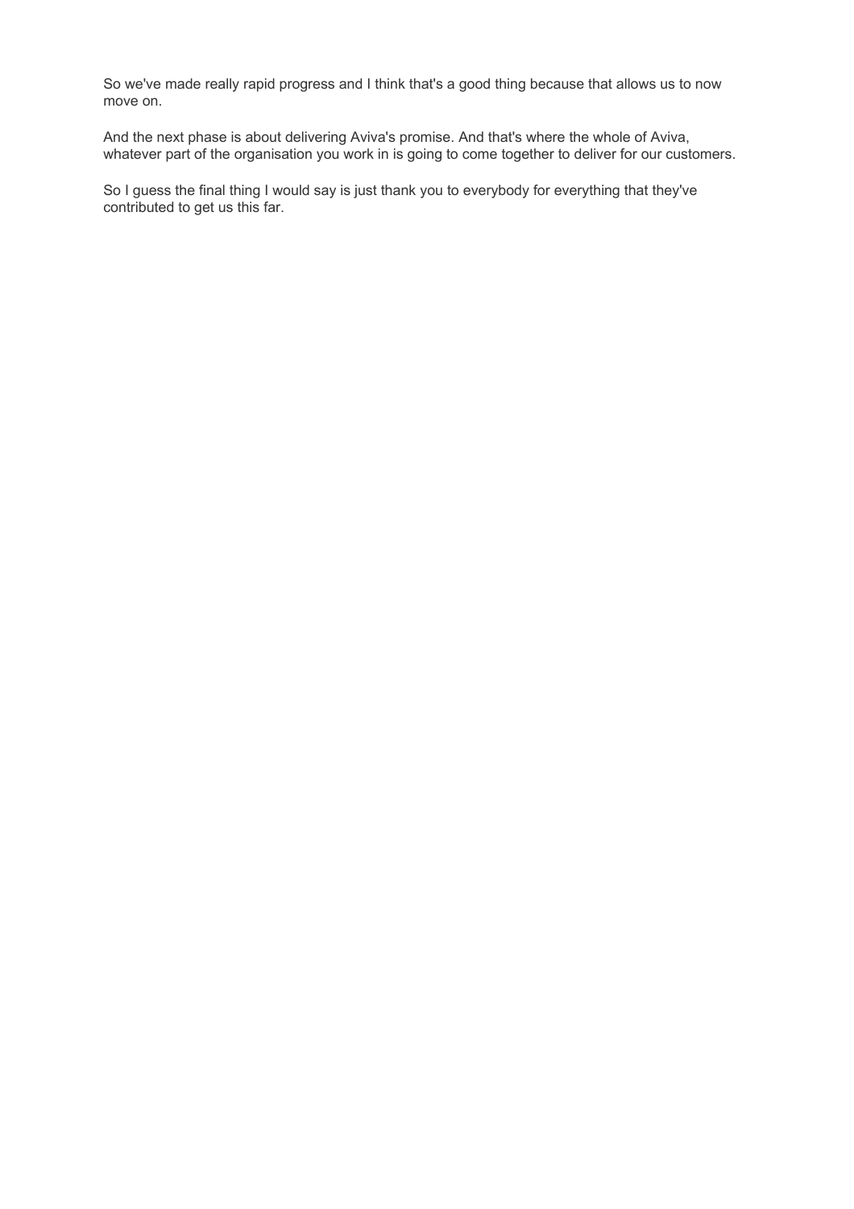So we've made really rapid progress and I think that's a good thing because that allows us to now move on.

And the next phase is about delivering Aviva's promise. And that's where the whole of Aviva, whatever part of the organisation you work in is going to come together to deliver for our customers.

So I guess the final thing I would say is just thank you to everybody for everything that they've contributed to get us this far.